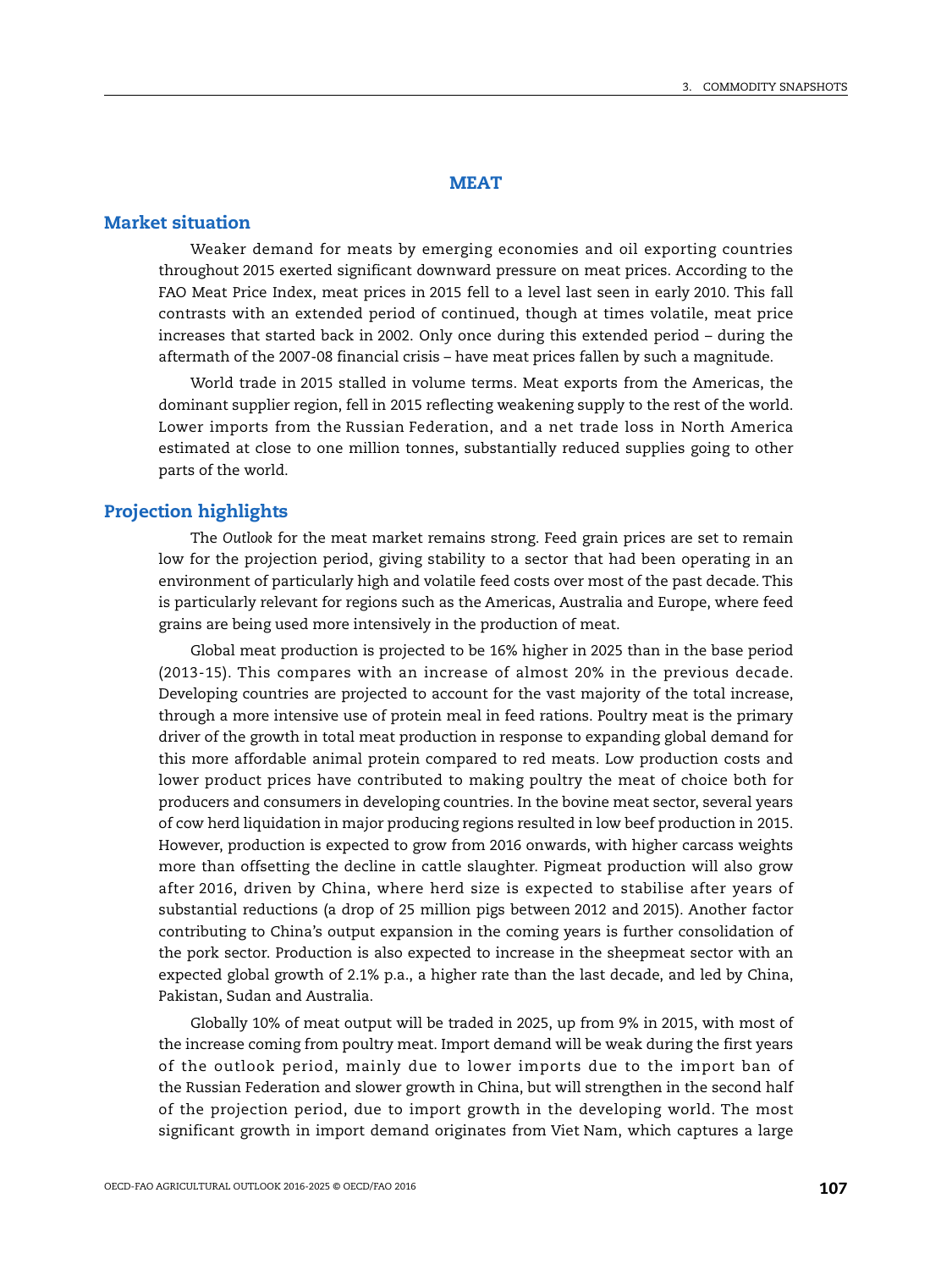# MEAT

## Market situation

Weaker demand for meats by emerging economies and oil exporting countries throughout 2015 exerted significant downward pressure on meat prices. According to the FAO Meat Price Index, meat prices in 2015 fell to a level last seen in early 2010. This fall contrasts with an extended period of continued, though at times volatile, meat price increases that started back in 2002. Only once during this extended period – during the aftermath of the 2007-08 financial crisis – have meat prices fallen by such a magnitude.

World trade in 2015 stalled in volume terms. Meat exports from the Americas, the dominant supplier region, fell in 2015 reflecting weakening supply to the rest of the world. Lower imports from the Russian Federation, and a net trade loss in North America estimated at close to one million tonnes, substantially reduced supplies going to other parts of the world.

## Projection highlights

The *Outlook* for the meat market remains strong. Feed grain prices are set to remain low for the projection period, giving stability to a sector that had been operating in an environment of particularly high and volatile feed costs over most of the past decade. This is particularly relevant for regions such as the Americas, Australia and Europe, where feed grains are being used more intensively in the production of meat.

Global meat production is projected to be 16% higher in 2025 than in the base period (2013-15). This compares with an increase of almost 20% in the previous decade. Developing countries are projected to account for the vast majority of the total increase, through a more intensive use of protein meal in feed rations. Poultry meat is the primary driver of the growth in total meat production in response to expanding global demand for this more affordable animal protein compared to red meats. Low production costs and lower product prices have contributed to making poultry the meat of choice both for producers and consumers in developing countries. In the bovine meat sector, several years of cow herd liquidation in major producing regions resulted in low beef production in 2015. However, production is expected to grow from 2016 onwards, with higher carcass weights more than offsetting the decline in cattle slaughter. Pigmeat production will also grow after 2016, driven by China, where herd size is expected to stabilise after years of substantial reductions (a drop of 25 million pigs between 2012 and 2015). Another factor contributing to China's output expansion in the coming years is further consolidation of the pork sector. Production is also expected to increase in the sheepmeat sector with an expected global growth of 2.1% p.a., a higher rate than the last decade, and led by China, Pakistan, Sudan and Australia.

Globally 10% of meat output will be traded in 2025, up from 9% in 2015, with most of the increase coming from poultry meat. Import demand will be weak during the first years of the outlook period, mainly due to lower imports due to the import ban of the Russian Federation and slower growth in China, but will strengthen in the second half of the projection period, due to import growth in the developing world. The most significant growth in import demand originates from Viet Nam, which captures a large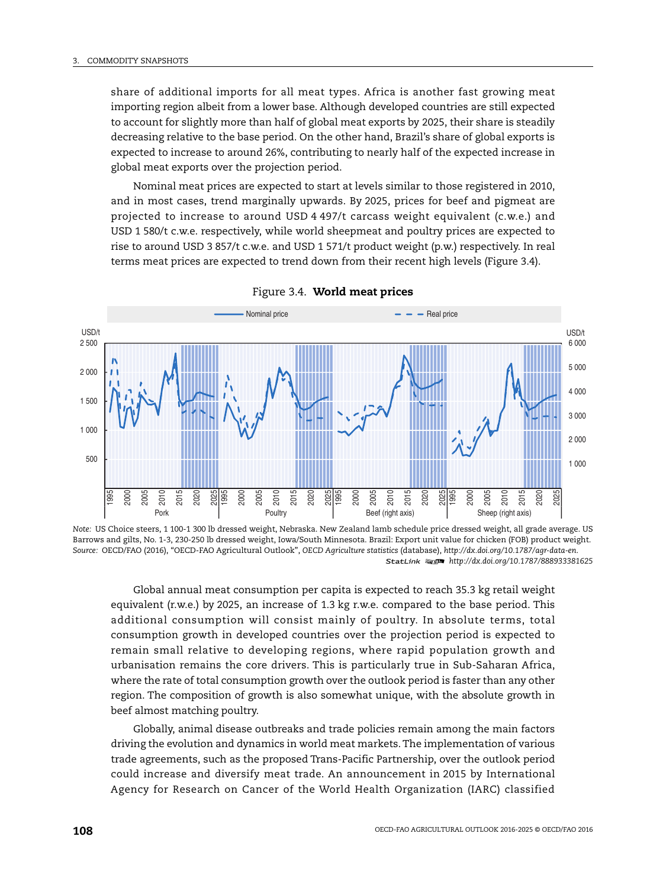share of additional imports for all meat types. Africa is another fast growing meat importing region albeit from a lower base. Although developed countries are still expected to account for slightly more than half of global meat exports by 2025, their share is steadily decreasing relative to the base period. On the other hand, Brazil's share of global exports is expected to increase to around 26%, contributing to nearly half of the expected increase in global meat exports over the projection period.

Nominal meat prices are expected to start at levels similar to those registered in 2010, and in most cases, trend marginally upwards. By 2025, prices for beef and pigmeat are projected to increase to around USD 4 497/t carcass weight equivalent (c.w.e.) and USD 1 580/t c.w.e. respectively, while world sheepmeat and poultry prices are expected to rise to around USD 3 857/t c.w.e. and USD 1 571/t product weight (p.w.) respectively. In real terms meat prices are expected to trend down from their recent high levels (Figure 3.4).

Figure 3.4. **World meat prices**

*Note:* US Choice steers, 1 100-1 300 lb dressed weight, Nebraska. New Zealand lamb schedule price dressed weight, all grade average. US Barrows and gilts, No. 1-3, 230-250 lb dressed weight, Iowa/South Minnesota. Brazil: Export unit value for chicken (FOB) product weight.
*Source:* OECD/FAO (2016), "OECD-FAO Agricultural Outlook", *OECD Agriculture statistics* (database), *http://dx.doi.org/10.1787/agr-data-en*.
StatLink http://dx.doi.org/10.1787/888933381625

Global annual meat consumption per capita is expected to reach 35.3 kg retail weight equivalent (r.w.e.) by 2025, an increase of 1.3 kg r.w.e. compared to the base period. This additional consumption will consist mainly of poultry. In absolute terms, total consumption growth in developed countries over the projection period is expected to remain small relative to developing regions, where rapid population growth and urbanisation remains the core drivers. This is particularly true in Sub-Saharan Africa, where the rate of total consumption growth over the outlook period is faster than any other region. The composition of growth is also somewhat unique, with the absolute growth in beef almost matching poultry.

Globally, animal disease outbreaks and trade policies remain among the main factors driving the evolution and dynamics in world meat markets. The implementation of various trade agreements, such as the proposed Trans-Pacific Partnership, over the outlook period could increase and diversify meat trade. An announcement in 2015 by International Agency for Research on Cancer of the World Health Organization (IARC) classified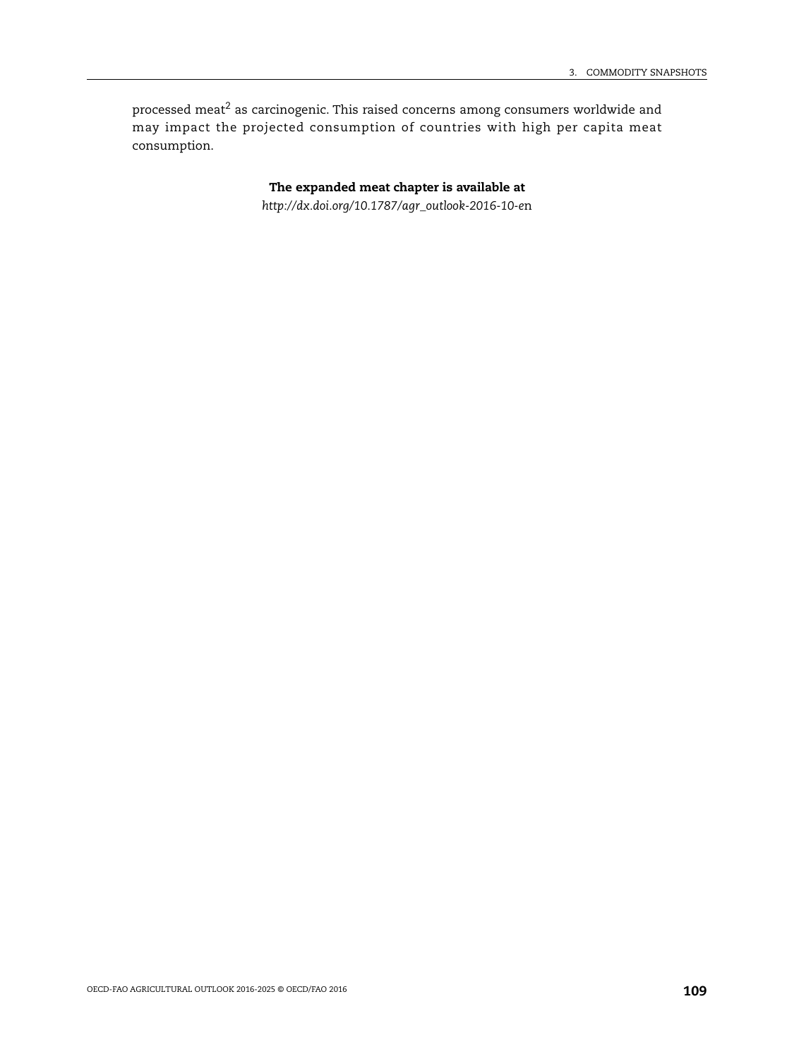processed meat[2] as carcinogenic. This raised concerns among consumers worldwide and may impact the projected consumption of countries with high per capita meat consumption.

**The expanded meat chapter is available at**

*http://dx.doi.org/10.1787/agr_outlook-2016-10-en*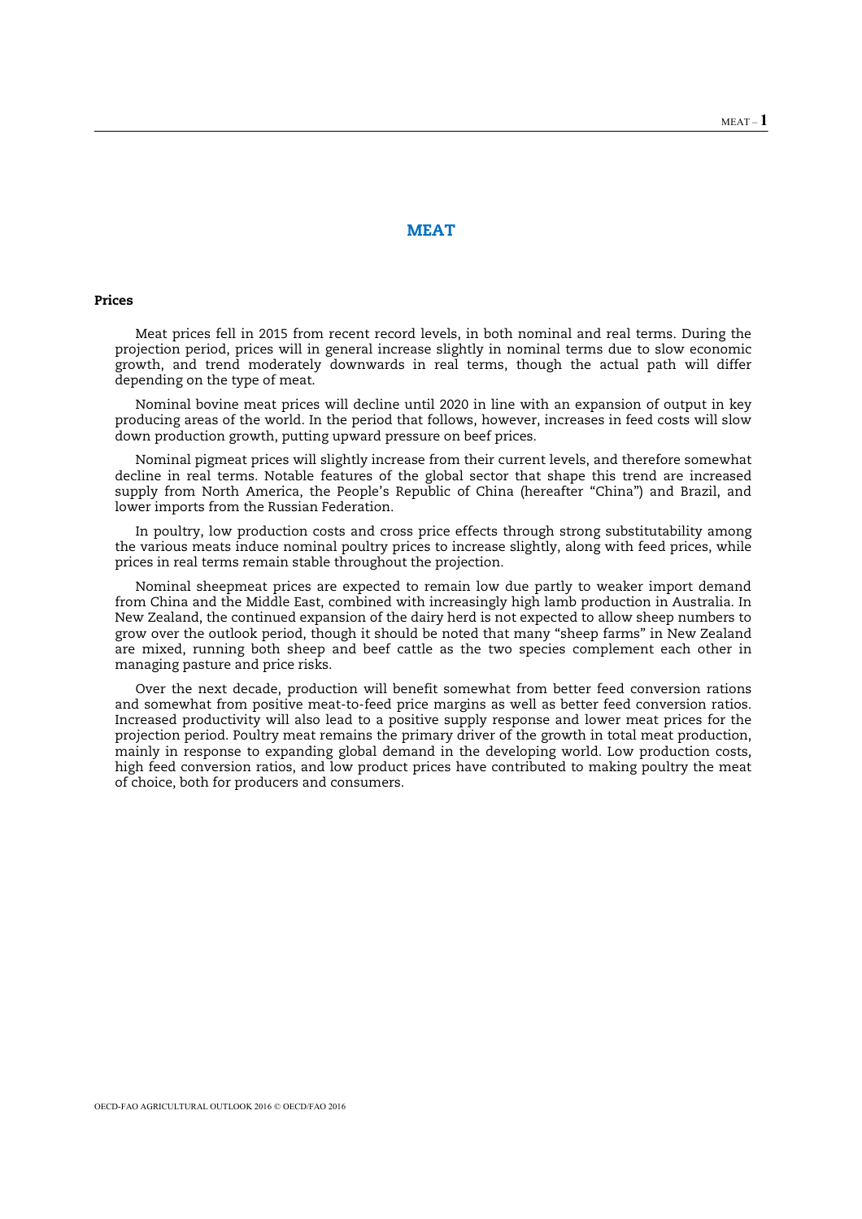# MEAT

## Prices

Meat prices fell in 2015 from recent record levels, in both nominal and real terms. During the projection period, prices will in general increase slightly in nominal terms due to slow economic growth, and trend moderately downwards in real terms, though the actual path will differ depending on the type of meat.

Nominal bovine meat prices will decline until 2020 in line with an expansion of output in key producing areas of the world. In the period that follows, however, increases in feed costs will slow down production growth, putting upward pressure on beef prices.

Nominal pigmeat prices will slightly increase from their current levels, and therefore somewhat decline in real terms. Notable features of the global sector that shape this trend are increased supply from North America, the People's Republic of China (hereafter "China") and Brazil, and lower imports from the Russian Federation.

In poultry, low production costs and cross price effects through strong substitutability among the various meats induce nominal poultry prices to increase slightly, along with feed prices, while prices in real terms remain stable throughout the projection.

Nominal sheepmeat prices are expected to remain low due partly to weaker import demand from China and the Middle East, combined with increasingly high lamb production in Australia. In New Zealand, the continued expansion of the dairy herd is not expected to allow sheep numbers to grow over the outlook period, though it should be noted that many "sheep farms" in New Zealand are mixed, running both sheep and beef cattle as the two species complement each other in managing pasture and price risks.

Over the next decade, production will benefit somewhat from better feed conversion rations and somewhat from positive meat-to-feed price margins as well as better feed conversion ratios. Increased productivity will also lead to a positive supply response and lower meat prices for the projection period. Poultry meat remains the primary driver of the growth in total meat production, mainly in response to expanding global demand in the developing world. Low production costs, high feed conversion ratios, and low product prices have contributed to making poultry the meat of choice, both for producers and consumers.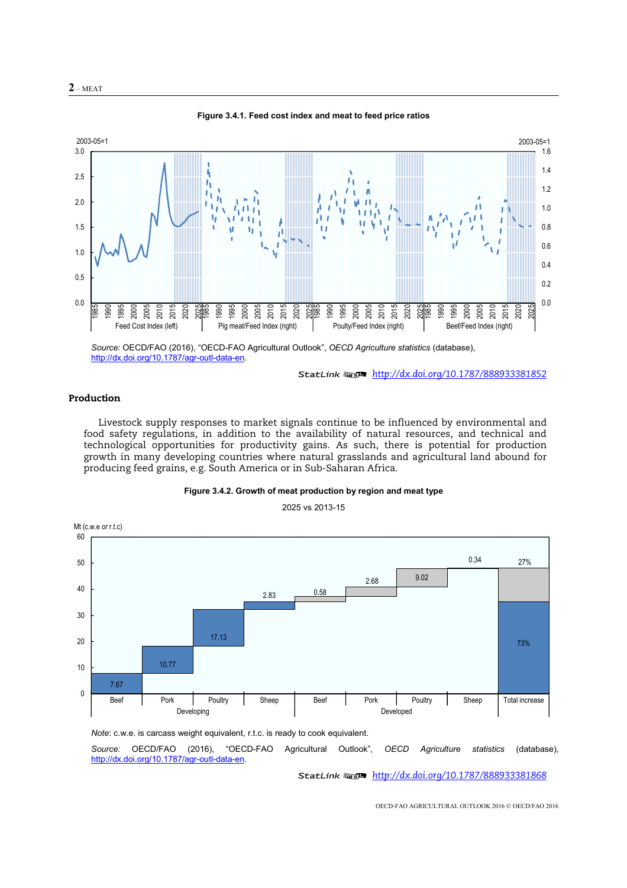**Figure 3.4.1. Feed cost index and meat to feed price ratios**

*Source:* OECD/FAO (2016), "OECD-FAO Agricultural Outlook", *OECD Agriculture statistics* (database), http://dx.doi.org/10.1787/agr-outl-data-en.

StatLink http://dx.doi.org/10.1787/888933381852

## Production

Livestock supply responses to market signals continue to be influenced by environmental and food safety regulations, in addition to the availability of natural resources, and technical and technological opportunities for productivity gains. As such, there is potential for production growth in many developing countries where natural grasslands and agricultural land abound for producing feed grains, e.g. South America or in Sub-Saharan Africa.

**Figure 3.4.2. Growth of meat production by region and meat type**

2025 vs 2013-15

*Note*: c.w.e. is carcass weight equivalent, r.t.c. is ready to cook equivalent.

*Source:* OECD/FAO (2016), "OECD-FAO Agricultural Outlook", *OECD Agriculture statistics* (database), http://dx.doi.org/10.1787/agr-outl-data-en.

StatLink http://dx.doi.org/10.1787/888933381868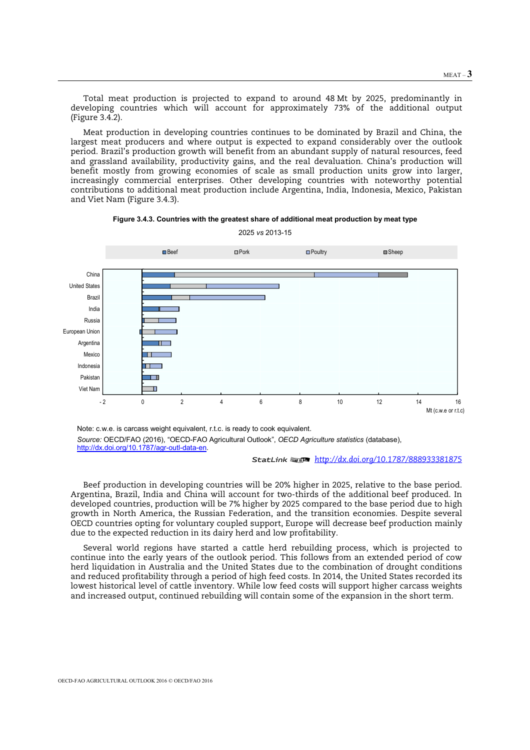Total meat production is projected to expand to around 48 Mt by 2025, predominantly in developing countries which will account for approximately 73% of the additional output (Figure 3.4.2).

Meat production in developing countries continues to be dominated by Brazil and China, the largest meat producers and where output is expected to expand considerably over the outlook period. Brazil's production growth will benefit from an abundant supply of natural resources, feed and grassland availability, productivity gains, and the real devaluation. China's production will benefit mostly from growing economies of scale as small production units grow into larger, increasingly commercial enterprises. Other developing countries with noteworthy potential contributions to additional meat production include Argentina, India, Indonesia, Mexico, Pakistan and Viet Nam (Figure 3.4.3).

**Figure 3.4.3. Countries with the greatest share of additional meat production by meat type**

2025 *vs* 2013-15

Note: c.w.e. is carcass weight equivalent, r.t.c. is ready to cook equivalent.

*Source:* OECD/FAO (2016), "OECD-FAO Agricultural Outlook", *OECD Agriculture statistics* (database), http://dx.doi.org/10.1787/agr-outl-data-en.

StatLink http://dx.doi.org/10.1787/888933381875

Beef production in developing countries will be 20% higher in 2025, relative to the base period. Argentina, Brazil, India and China will account for two-thirds of the additional beef produced. In developed countries, production will be 7% higher by 2025 compared to the base period due to high growth in North America, the Russian Federation, and the transition economies. Despite several OECD countries opting for voluntary coupled support, Europe will decrease beef production mainly due to the expected reduction in its dairy herd and low profitability.

Several world regions have started a cattle herd rebuilding process, which is projected to continue into the early years of the outlook period. This follows from an extended period of cow herd liquidation in Australia and the United States due to the combination of drought conditions and reduced profitability through a period of high feed costs. In 2014, the United States recorded its lowest historical level of cattle inventory. While low feed costs will support higher carcass weights and increased output, continued rebuilding will contain some of the expansion in the short term.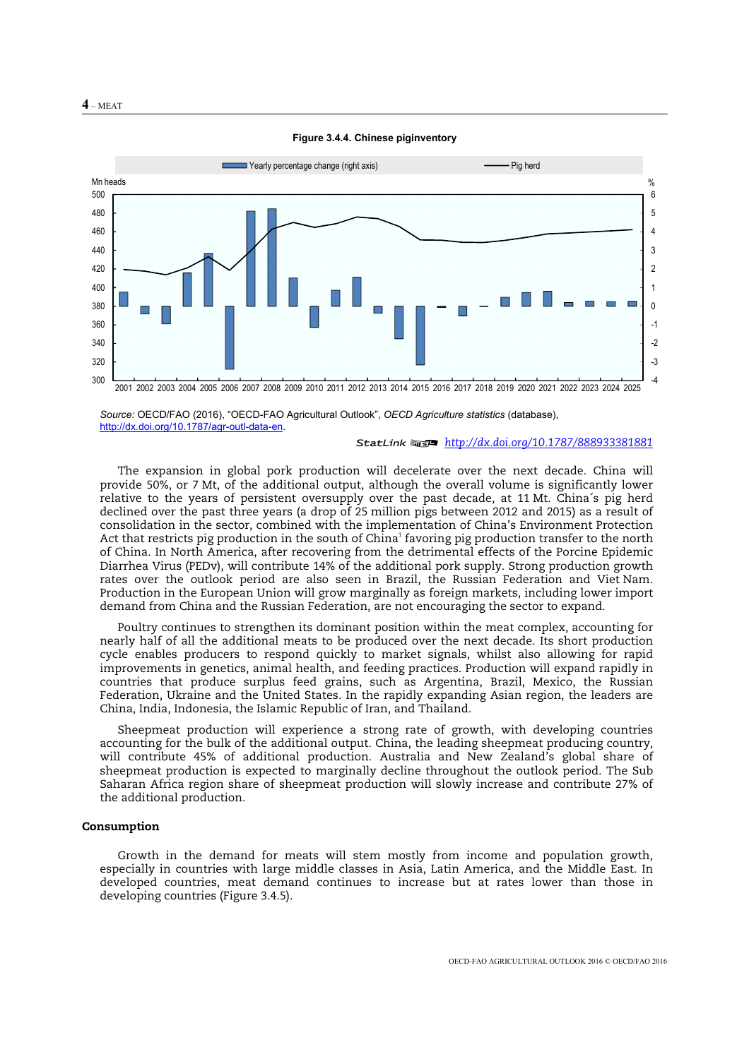**Figure 3.4.4. Chinese piginventory**

Source: OECD/FAO (2016), "OECD-FAO Agricultural Outlook", *OECD Agriculture statistics* (database), http://dx.doi.org/10.1787/agr-outl-data-en.

StatLink http://dx.doi.org/10.1787/888933381881

The expansion in global pork production will decelerate over the next decade. China will provide 50%, or 7 Mt, of the additional output, although the overall volume is significantly lower relative to the years of persistent oversupply over the past decade, at 11 Mt. China´s pig herd declined over the past three years (a drop of 25 million pigs between 2012 and 2015) as a result of consolidation in the sector, combined with the implementation of China's Environment Protection Act that restricts pig production in the south of China[1] favoring pig production transfer to the north of China. In North America, after recovering from the detrimental effects of the Porcine Epidemic Diarrhea Virus (PEDv), will contribute 14% of the additional pork supply. Strong production growth rates over the outlook period are also seen in Brazil, the Russian Federation and Viet Nam. Production in the European Union will grow marginally as foreign markets, including lower import demand from China and the Russian Federation, are not encouraging the sector to expand.

Poultry continues to strengthen its dominant position within the meat complex, accounting for nearly half of all the additional meats to be produced over the next decade. Its short production cycle enables producers to respond quickly to market signals, whilst also allowing for rapid improvements in genetics, animal health, and feeding practices. Production will expand rapidly in countries that produce surplus feed grains, such as Argentina, Brazil, Mexico, the Russian Federation, Ukraine and the United States. In the rapidly expanding Asian region, the leaders are China, India, Indonesia, the Islamic Republic of Iran, and Thailand.

Sheepmeat production will experience a strong rate of growth, with developing countries accounting for the bulk of the additional output. China, the leading sheepmeat producing country, will contribute 45% of additional production. Australia and New Zealand's global share of sheepmeat production is expected to marginally decline throughout the outlook period. The Sub Saharan Africa region share of sheepmeat production will slowly increase and contribute 27% of the additional production.

## Consumption

Growth in the demand for meats will stem mostly from income and population growth, especially in countries with large middle classes in Asia, Latin America, and the Middle East. In developed countries, meat demand continues to increase but at rates lower than those in developing countries (Figure 3.4.5).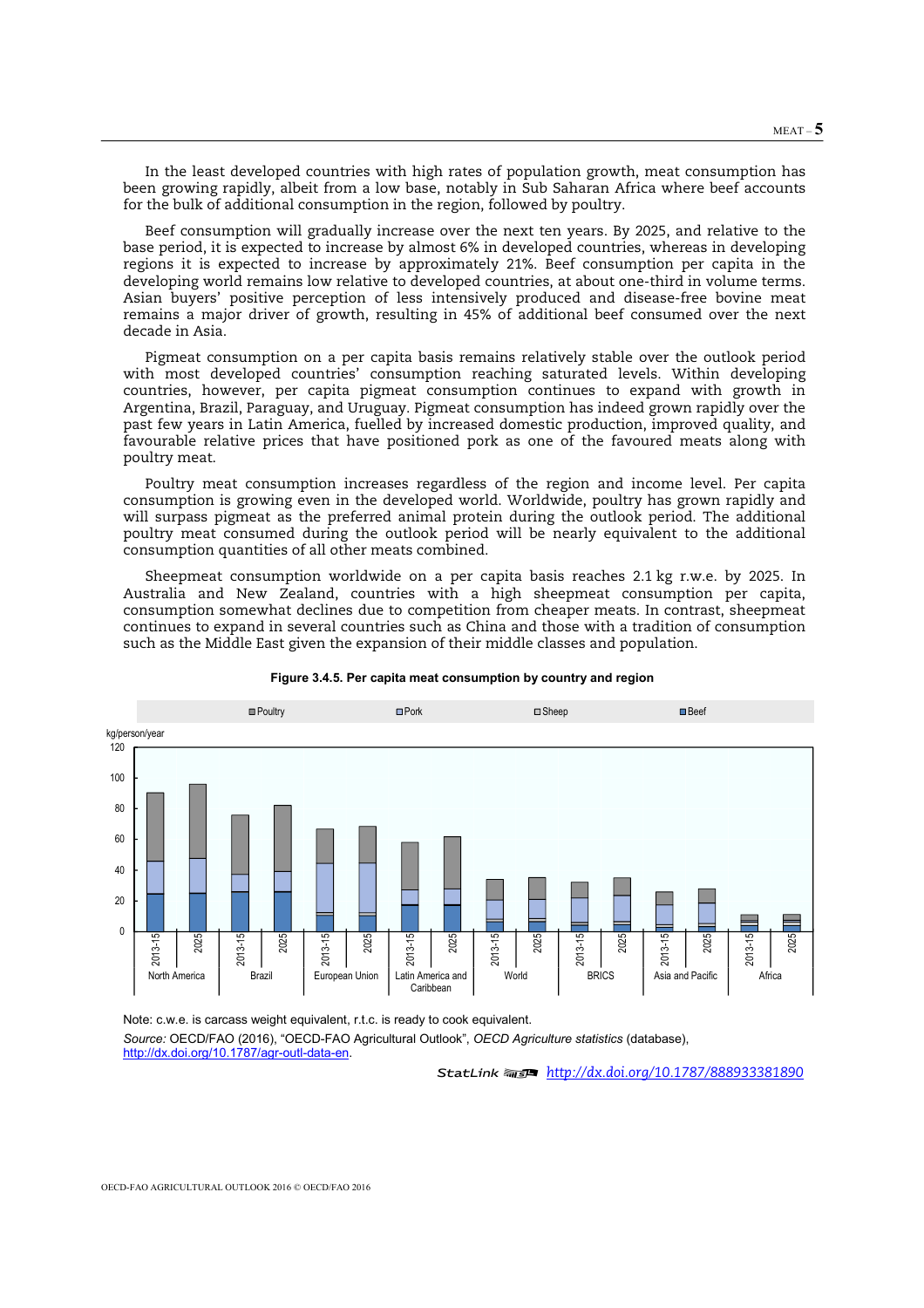In the least developed countries with high rates of population growth, meat consumption has been growing rapidly, albeit from a low base, notably in Sub Saharan Africa where beef accounts for the bulk of additional consumption in the region, followed by poultry.

Beef consumption will gradually increase over the next ten years. By 2025, and relative to the base period, it is expected to increase by almost 6% in developed countries, whereas in developing regions it is expected to increase by approximately 21%. Beef consumption per capita in the developing world remains low relative to developed countries, at about one-third in volume terms. Asian buyers' positive perception of less intensively produced and disease-free bovine meat remains a major driver of growth, resulting in 45% of additional beef consumed over the next decade in Asia.

Pigmeat consumption on a per capita basis remains relatively stable over the outlook period with most developed countries' consumption reaching saturated levels. Within developing countries, however, per capita pigmeat consumption continues to expand with growth in Argentina, Brazil, Paraguay, and Uruguay. Pigmeat consumption has indeed grown rapidly over the past few years in Latin America, fuelled by increased domestic production, improved quality, and favourable relative prices that have positioned pork as one of the favoured meats along with poultry meat.

Poultry meat consumption increases regardless of the region and income level. Per capita consumption is growing even in the developed world. Worldwide, poultry has grown rapidly and will surpass pigmeat as the preferred animal protein during the outlook period. The additional poultry meat consumed during the outlook period will be nearly equivalent to the additional consumption quantities of all other meats combined.

Sheepmeat consumption worldwide on a per capita basis reaches 2.1 kg r.w.e. by 2025. In Australia and New Zealand, countries with a high sheepmeat consumption per capita, consumption somewhat declines due to competition from cheaper meats. In contrast, sheepmeat continues to expand in several countries such as China and those with a tradition of consumption such as the Middle East given the expansion of their middle classes and population.

**Figure 3.4.5. Per capita meat consumption by country and region**

Note: c.w.e. is carcass weight equivalent, r.t.c. is ready to cook equivalent.

*Source:* OECD/FAO (2016), "OECD-FAO Agricultural Outlook", *OECD Agriculture statistics* (database), http://dx.doi.org/10.1787/agr-outl-data-en.

StatLink http://dx.doi.org/10.1787/888933381890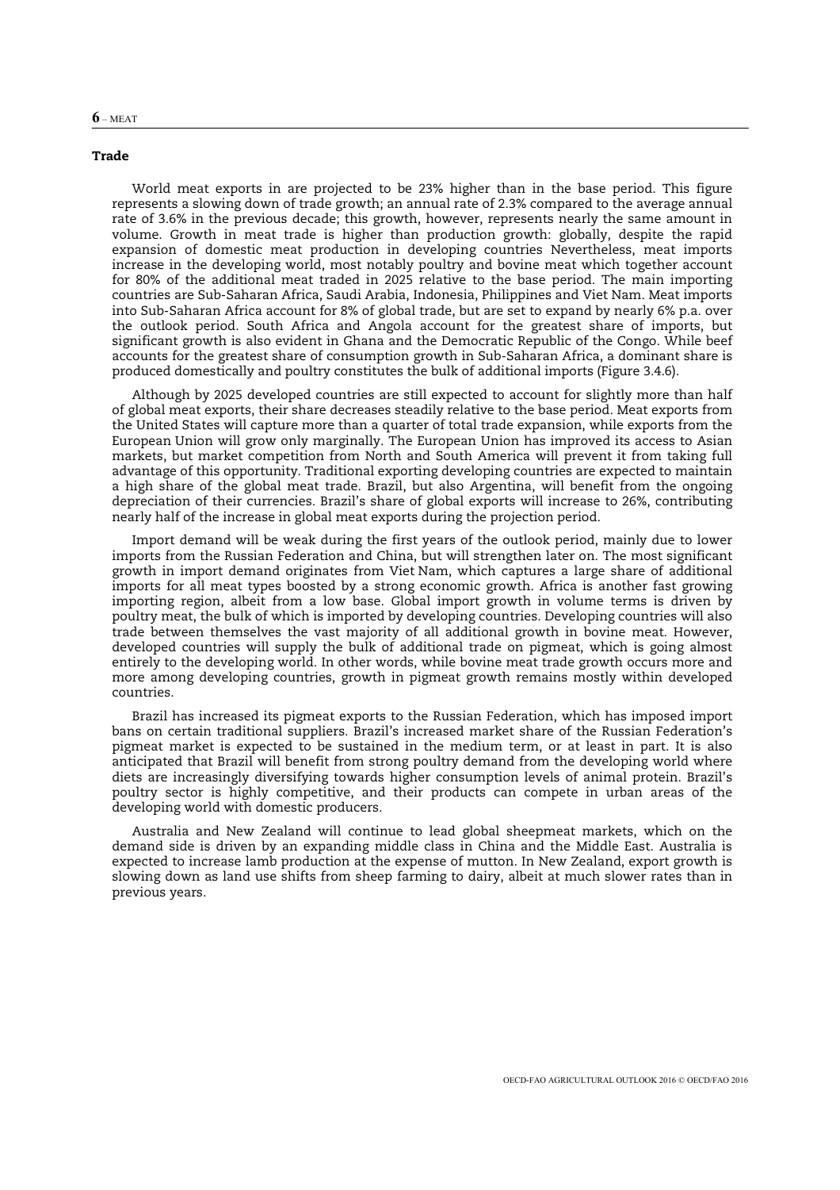## Trade

World meat exports in are projected to be 23% higher than in the base period. This figure represents a slowing down of trade growth; an annual rate of 2.3% compared to the average annual rate of 3.6% in the previous decade; this growth, however, represents nearly the same amount in volume. Growth in meat trade is higher than production growth: globally, despite the rapid expansion of domestic meat production in developing countries Nevertheless, meat imports increase in the developing world, most notably poultry and bovine meat which together account for 80% of the additional meat traded in 2025 relative to the base period. The main importing countries are Sub-Saharan Africa, Saudi Arabia, Indonesia, Philippines and Viet Nam. Meat imports into Sub-Saharan Africa account for 8% of global trade, but are set to expand by nearly 6% p.a. over the outlook period. South Africa and Angola account for the greatest share of imports, but significant growth is also evident in Ghana and the Democratic Republic of the Congo. While beef accounts for the greatest share of consumption growth in Sub-Saharan Africa, a dominant share is produced domestically and poultry constitutes the bulk of additional imports (Figure 3.4.6).

Although by 2025 developed countries are still expected to account for slightly more than half of global meat exports, their share decreases steadily relative to the base period. Meat exports from the United States will capture more than a quarter of total trade expansion, while exports from the European Union will grow only marginally. The European Union has improved its access to Asian markets, but market competition from North and South America will prevent it from taking full advantage of this opportunity. Traditional exporting developing countries are expected to maintain a high share of the global meat trade. Brazil, but also Argentina, will benefit from the ongoing depreciation of their currencies. Brazil's share of global exports will increase to 26%, contributing nearly half of the increase in global meat exports during the projection period.

Import demand will be weak during the first years of the outlook period, mainly due to lower imports from the Russian Federation and China, but will strengthen later on. The most significant growth in import demand originates from Viet Nam, which captures a large share of additional imports for all meat types boosted by a strong economic growth. Africa is another fast growing importing region, albeit from a low base. Global import growth in volume terms is driven by poultry meat, the bulk of which is imported by developing countries. Developing countries will also trade between themselves the vast majority of all additional growth in bovine meat. However, developed countries will supply the bulk of additional trade on pigmeat, which is going almost entirely to the developing world. In other words, while bovine meat trade growth occurs more and more among developing countries, growth in pigmeat growth remains mostly within developed countries.

Brazil has increased its pigmeat exports to the Russian Federation, which has imposed import bans on certain traditional suppliers. Brazil's increased market share of the Russian Federation's pigmeat market is expected to be sustained in the medium term, or at least in part. It is also anticipated that Brazil will benefit from strong poultry demand from the developing world where diets are increasingly diversifying towards higher consumption levels of animal protein. Brazil's poultry sector is highly competitive, and their products can compete in urban areas of the developing world with domestic producers.

Australia and New Zealand will continue to lead global sheepmeat markets, which on the demand side is driven by an expanding middle class in China and the Middle East. Australia is expected to increase lamb production at the expense of mutton. In New Zealand, export growth is slowing down as land use shifts from sheep farming to dairy, albeit at much slower rates than in previous years.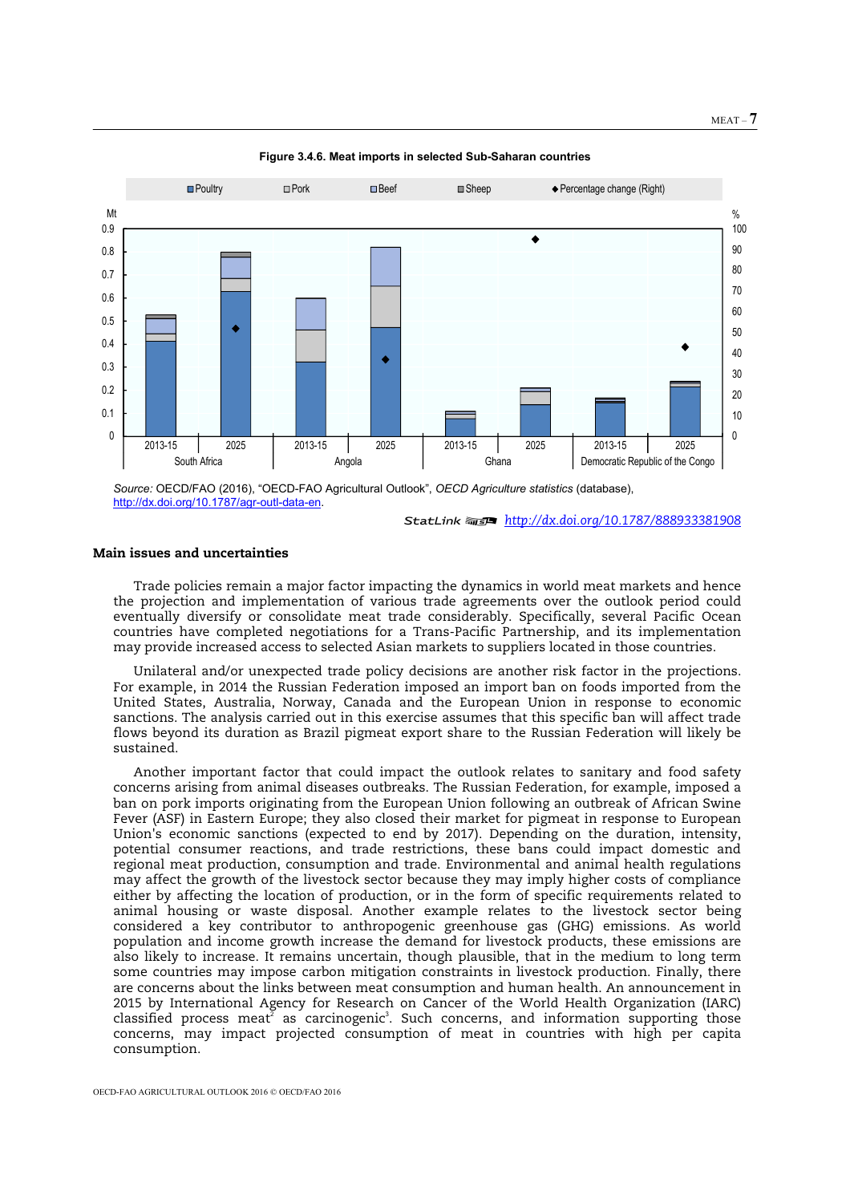**Figure 3.4.6. Meat imports in selected Sub-Saharan countries**

*Source:* OECD/FAO (2016), "OECD-FAO Agricultural Outlook", *OECD Agriculture statistics* (database), http://dx.doi.org/10.1787/agr-outl-data-en.

StatLink http://dx.doi.org/10.1787/888933381908

### Main issues and uncertainties

Trade policies remain a major factor impacting the dynamics in world meat markets and hence the projection and implementation of various trade agreements over the outlook period could eventually diversify or consolidate meat trade considerably. Specifically, several Pacific Ocean countries have completed negotiations for a Trans-Pacific Partnership, and its implementation may provide increased access to selected Asian markets to suppliers located in those countries.

Unilateral and/or unexpected trade policy decisions are another risk factor in the projections. For example, in 2014 the Russian Federation imposed an import ban on foods imported from the United States, Australia, Norway, Canada and the European Union in response to economic sanctions. The analysis carried out in this exercise assumes that this specific ban will affect trade flows beyond its duration as Brazil pigmeat export share to the Russian Federation will likely be sustained.

Another important factor that could impact the outlook relates to sanitary and food safety concerns arising from animal diseases outbreaks. The Russian Federation, for example, imposed a ban on pork imports originating from the European Union following an outbreak of African Swine Fever (ASF) in Eastern Europe; they also closed their market for pigmeat in response to European Union's economic sanctions (expected to end by 2017). Depending on the duration, intensity, potential consumer reactions, and trade restrictions, these bans could impact domestic and regional meat production, consumption and trade. Environmental and animal health regulations may affect the growth of the livestock sector because they may imply higher costs of compliance either by affecting the location of production, or in the form of specific requirements related to animal housing or waste disposal. Another example relates to the livestock sector being considered a key contributor to anthropogenic greenhouse gas (GHG) emissions. As world population and income growth increase the demand for livestock products, these emissions are also likely to increase. It remains uncertain, though plausible, that in the medium to long term some countries may impose carbon mitigation constraints in livestock production. Finally, there are concerns about the links between meat consumption and human health. An announcement in 2015 by International Agency for Research on Cancer of the World Health Organization (IARC) classified process meat[2] as carcinogenic[3]. Such concerns, and information supporting those concerns, may impact projected consumption of meat in countries with high per capita consumption.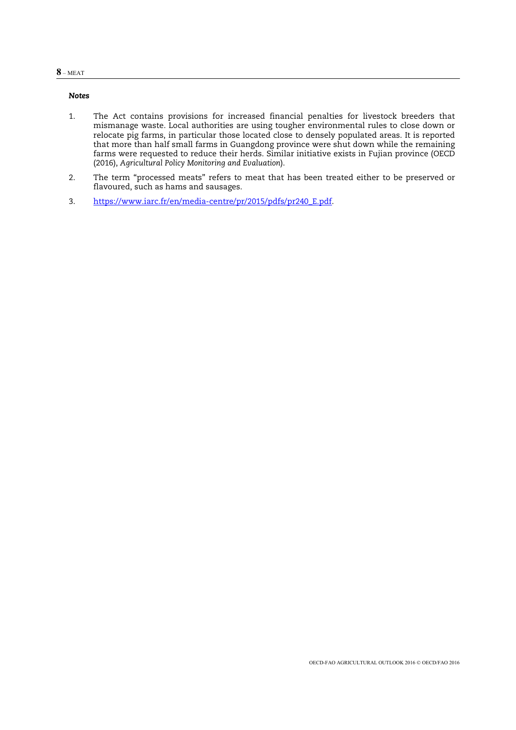*Notes*

1. The Act contains provisions for increased financial penalties for livestock breeders that mismanage waste. Local authorities are using tougher environmental rules to close down or relocate pig farms, in particular those located close to densely populated areas. It is reported that more than half small farms in Guangdong province were shut down while the remaining farms were requested to reduce their herds. Similar initiative exists in Fujian province (OECD (2016), *Agricultural Policy Monitoring and Evaluation*).
2. The term "processed meats" refers to meat that has been treated either to be preserved or flavoured, such as hams and sausages.
3. https://www.iarc.fr/en/media-centre/pr/2015/pdfs/pr240_E.pdf.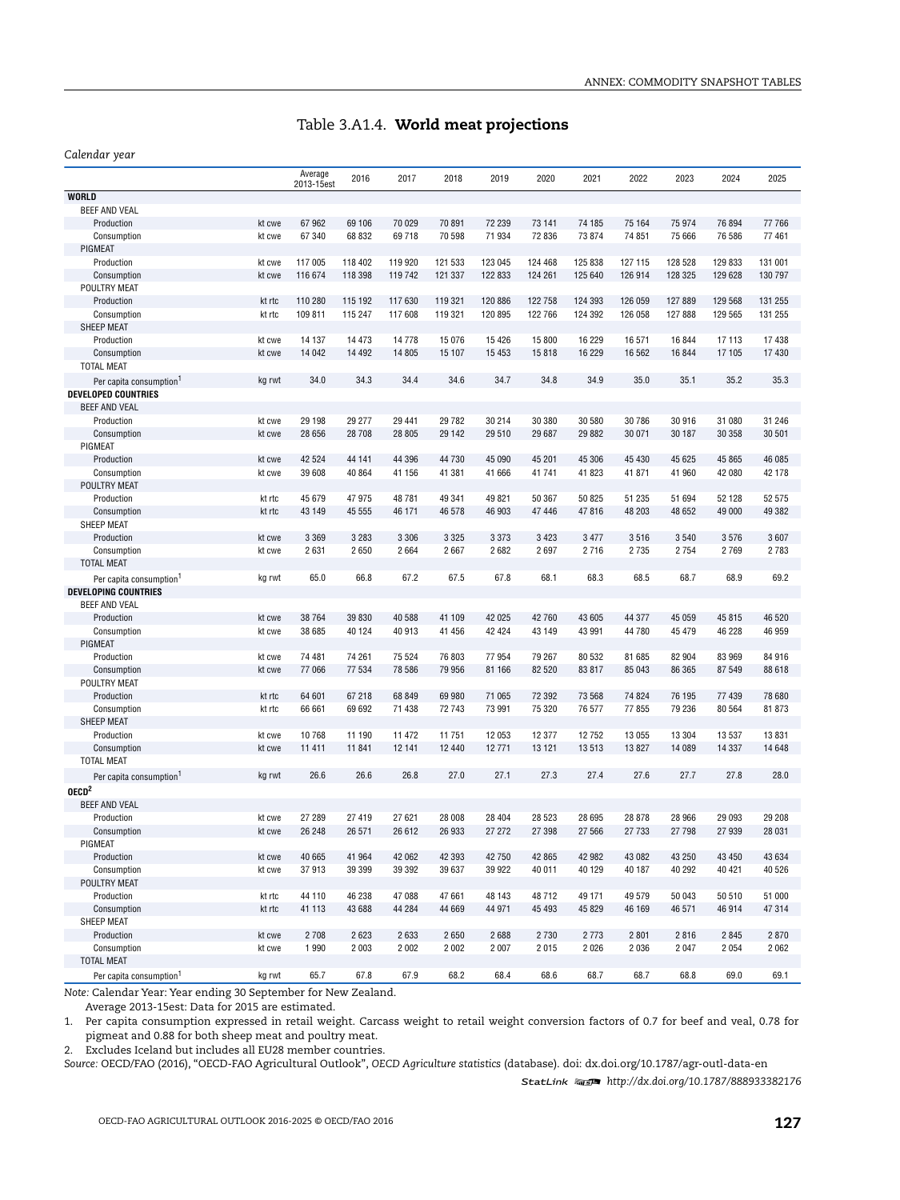# Table 3.A1.4. **World meat projections**

*Calendar year*

| | | Average 2013-15est | 2016 | 2017 | 2018 | 2019 | 2020 | 2021 | 2022 | 2023 | 2024 | 2025 |
|---|---|---|---|---|---|---|---|---|---|---|---|---|
| **WORLD** | | | | | | | | | | | | |
| BEEF AND VEAL | | | | | | | | | | | | |
| Production | kt cwe | 67 962 | 69 106 | 70 029 | 70 891 | 72 239 | 73 141 | 74 185 | 75 164 | 75 974 | 76 894 | 77 766 |
| Consumption | kt cwe | 67 340 | 68 832 | 69 718 | 70 598 | 71 934 | 72 836 | 73 874 | 74 851 | 75 666 | 76 586 | 77 461 |
| PIGMEAT | | | | | | | | | | | | |
| Production | kt cwe | 117 005 | 118 402 | 119 920 | 121 533 | 123 045 | 124 468 | 125 838 | 127 115 | 128 528 | 129 833 | 131 001 |
| Consumption | kt cwe | 116 674 | 118 398 | 119 742 | 121 337 | 122 833 | 124 261 | 125 640 | 126 914 | 128 325 | 129 628 | 130 797 |
| POULTRY MEAT | | | | | | | | | | | | |
| Production | kt rtc | 110 280 | 115 192 | 117 630 | 119 321 | 120 886 | 122 758 | 124 393 | 126 059 | 127 889 | 129 568 | 131 255 |
| Consumption | kt rtc | 109 811 | 115 247 | 117 608 | 119 321 | 120 895 | 122 766 | 124 392 | 126 058 | 127 888 | 129 565 | 131 255 |
| SHEEP MEAT | | | | | | | | | | | | |
| Production | kt cwe | 14 137 | 14 473 | 14 778 | 15 076 | 15 426 | 15 800 | 16 229 | 16 571 | 16 844 | 17 113 | 17 438 |
| Consumption | kt cwe | 14 042 | 14 492 | 14 805 | 15 107 | 15 453 | 15 818 | 16 229 | 16 562 | 16 844 | 17 105 | 17 430 |
| TOTAL MEAT | | | | | | | | | | | | |
| Per capita consumption[1] | kg rwt | 34.0 | 34.3 | 34.4 | 34.6 | 34.7 | 34.8 | 34.9 | 35.0 | 35.1 | 35.2 | 35.3 |
| **DEVELOPED COUNTRIES** | | | | | | | | | | | | |
| BEEF AND VEAL | | | | | | | | | | | | |
| Production | kt cwe | 29 198 | 29 277 | 29 441 | 29 782 | 30 214 | 30 380 | 30 580 | 30 786 | 30 916 | 31 080 | 31 246 |
| Consumption | kt cwe | 28 656 | 28 708 | 28 805 | 29 142 | 29 510 | 29 687 | 29 882 | 30 071 | 30 187 | 30 358 | 30 501 |
| PIGMEAT | | | | | | | | | | | | |
| Production | kt cwe | 42 524 | 44 141 | 44 396 | 44 730 | 45 090 | 45 201 | 45 306 | 45 430 | 45 625 | 45 865 | 46 085 |
| Consumption | kt cwe | 39 608 | 40 864 | 41 156 | 41 381 | 41 666 | 41 741 | 41 823 | 41 871 | 41 960 | 42 080 | 42 178 |
| POULTRY MEAT | | | | | | | | | | | | |
| Production | kt rtc | 45 679 | 47 975 | 48 781 | 49 341 | 49 821 | 50 367 | 50 825 | 51 235 | 51 694 | 52 128 | 52 575 |
| Consumption | kt rtc | 43 149 | 45 555 | 46 171 | 46 578 | 46 903 | 47 446 | 47 816 | 48 203 | 48 652 | 49 000 | 49 382 |
| SHEEP MEAT | | | | | | | | | | | | |
| Production | kt cwe | 3 369 | 3 283 | 3 306 | 3 325 | 3 373 | 3 423 | 3 477 | 3 516 | 3 540 | 3 576 | 3 607 |
| Consumption | kt cwe | 2 631 | 2 650 | 2 664 | 2 667 | 2 682 | 2 697 | 2 716 | 2 735 | 2 754 | 2 769 | 2 783 |
| TOTAL MEAT | | | | | | | | | | | | |
| Per capita consumption[1] | kg rwt | 65.0 | 66.8 | 67.2 | 67.5 | 67.8 | 68.1 | 68.3 | 68.5 | 68.7 | 68.9 | 69.2 |
| **DEVELOPING COUNTRIES** | | | | | | | | | | | | |
| BEEF AND VEAL | | | | | | | | | | | | |
| Production | kt cwe | 38 764 | 39 830 | 40 588 | 41 109 | 42 025 | 42 760 | 43 605 | 44 377 | 45 059 | 45 815 | 46 520 |
| Consumption | kt cwe | 38 685 | 40 124 | 40 913 | 41 456 | 42 424 | 43 149 | 43 991 | 44 780 | 45 479 | 46 228 | 46 959 |
| PIGMEAT | | | | | | | | | | | | |
| Production | kt cwe | 74 481 | 74 261 | 75 524 | 76 803 | 77 954 | 79 267 | 80 532 | 81 685 | 82 904 | 83 969 | 84 916 |
| Consumption | kt cwe | 77 066 | 77 534 | 78 586 | 79 956 | 81 166 | 82 520 | 83 817 | 85 043 | 86 365 | 87 549 | 88 618 |
| POULTRY MEAT | | | | | | | | | | | | |
| Production | kt rtc | 64 601 | 67 218 | 68 849 | 69 980 | 71 065 | 72 392 | 73 568 | 74 824 | 76 195 | 77 439 | 78 680 |
| Consumption | kt rtc | 66 661 | 69 692 | 71 438 | 72 743 | 73 991 | 75 320 | 76 577 | 77 855 | 79 236 | 80 564 | 81 873 |
| SHEEP MEAT | | | | | | | | | | | | |
| Production | kt cwe | 10 768 | 11 190 | 11 472 | 11 751 | 12 053 | 12 377 | 12 752 | 13 055 | 13 304 | 13 537 | 13 831 |
| Consumption | kt cwe | 11 411 | 11 841 | 12 141 | 12 440 | 12 771 | 13 121 | 13 513 | 13 827 | 14 089 | 14 337 | 14 648 |
| TOTAL MEAT | | | | | | | | | | | | |
| Per capita consumption[1] | kg rwt | 26.6 | 26.6 | 26.8 | 27.0 | 27.1 | 27.3 | 27.4 | 27.6 | 27.7 | 27.8 | 28.0 |
| **OECD[2]** | | | | | | | | | | | | |
| BEEF AND VEAL | | | | | | | | | | | | |
| Production | kt cwe | 27 289 | 27 419 | 27 621 | 28 008 | 28 404 | 28 523 | 28 695 | 28 878 | 28 966 | 29 093 | 29 208 |
| Consumption | kt cwe | 26 248 | 26 571 | 26 612 | 26 933 | 27 272 | 27 398 | 27 566 | 27 733 | 27 798 | 27 939 | 28 031 |
| PIGMEAT | | | | | | | | | | | | |
| Production | kt cwe | 40 665 | 41 964 | 42 062 | 42 393 | 42 750 | 42 865 | 42 982 | 43 082 | 43 250 | 43 450 | 43 634 |
| Consumption | kt cwe | 37 913 | 39 399 | 39 392 | 39 637 | 39 922 | 40 011 | 40 129 | 40 187 | 40 292 | 40 421 | 40 526 |
| POULTRY MEAT | | | | | | | | | | | | |
| Production | kt rtc | 44 110 | 46 238 | 47 088 | 47 661 | 48 143 | 48 712 | 49 171 | 49 579 | 50 043 | 50 510 | 51 000 |
| Consumption | kt rtc | 41 113 | 43 688 | 44 284 | 44 669 | 44 971 | 45 493 | 45 829 | 46 169 | 46 571 | 46 914 | 47 314 |
| SHEEP MEAT | | | | | | | | | | | | |
| Production | kt cwe | 2 708 | 2 623 | 2 633 | 2 650 | 2 688 | 2 730 | 2 773 | 2 801 | 2 816 | 2 845 | 2 870 |
| Consumption | kt cwe | 1 990 | 2 003 | 2 002 | 2 002 | 2 007 | 2 015 | 2 026 | 2 036 | 2 047 | 2 054 | 2 062 |
| TOTAL MEAT | | | | | | | | | | | | |
| Per capita consumption[1] | kg rwt | 65.7 | 67.8 | 67.9 | 68.2 | 68.4 | 68.6 | 68.7 | 68.7 | 68.8 | 69.0 | 69.1 |

*Note:* Calendar Year: Year ending 30 September for New Zealand.

Average 2013-15est: Data for 2015 are estimated.

1. Per capita consumption expressed in retail weight. Carcass weight to retail weight conversion factors of 0.7 for beef and veal, 0.78 for pigmeat and 0.88 for both sheep meat and poultry meat.
2. Excludes Iceland but includes all EU28 member countries.

*Source:* OECD/FAO (2016), "OECD-FAO Agricultural Outlook", *OECD Agriculture statistics* (database). doi: dx.doi.org/10.1787/agr-outl-data-en

StatLink *http://dx.doi.org/10.1787/888933382176*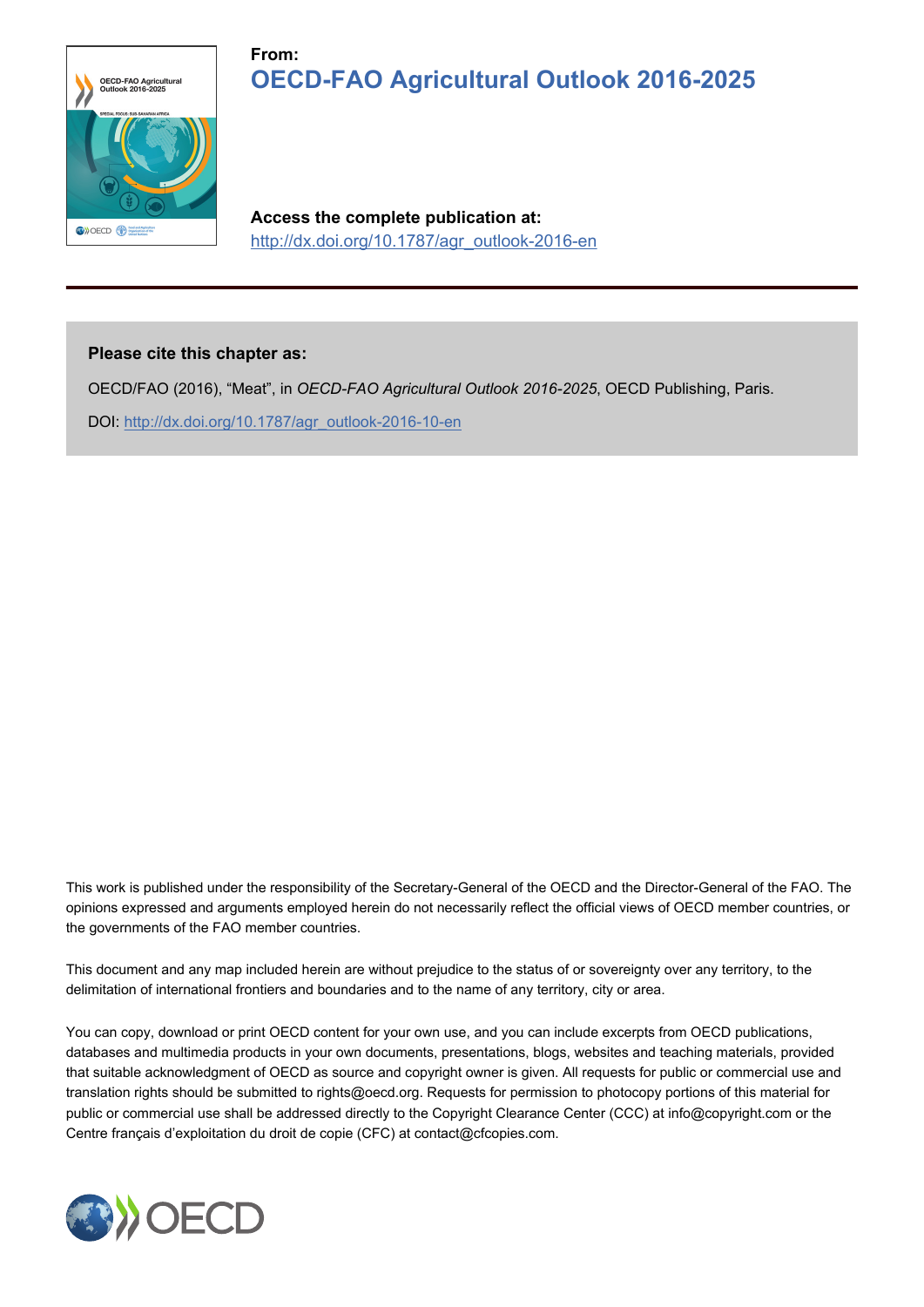**From:**
# OECD-FAO Agricultural Outlook 2016-2025

**Access the complete publication at:**
http://dx.doi.org/10.1787/agr_outlook-2016-en

**Please cite this chapter as:**

OECD/FAO (2016), “Meat”, in *OECD-FAO Agricultural Outlook 2016-2025*, OECD Publishing, Paris.

DOI: http://dx.doi.org/10.1787/agr_outlook-2016-10-en

This work is published under the responsibility of the Secretary-General of the OECD and the Director-General of the FAO. The opinions expressed and arguments employed herein do not necessarily reflect the official views of OECD member countries, or the governments of the FAO member countries.

This document and any map included herein are without prejudice to the status of or sovereignty over any territory, to the delimitation of international frontiers and boundaries and to the name of any territory, city or area.

You can copy, download or print OECD content for your own use, and you can include excerpts from OECD publications, databases and multimedia products in your own documents, presentations, blogs, websites and teaching materials, provided that suitable acknowledgment of OECD as source and copyright owner is given. All requests for public or commercial use and translation rights should be submitted to rights@oecd.org. Requests for permission to photocopy portions of this material for public or commercial use shall be addressed directly to the Copyright Clearance Center (CCC) at info@copyright.com or the Centre français d’exploitation du droit de copie (CFC) at contact@cfcopies.com.